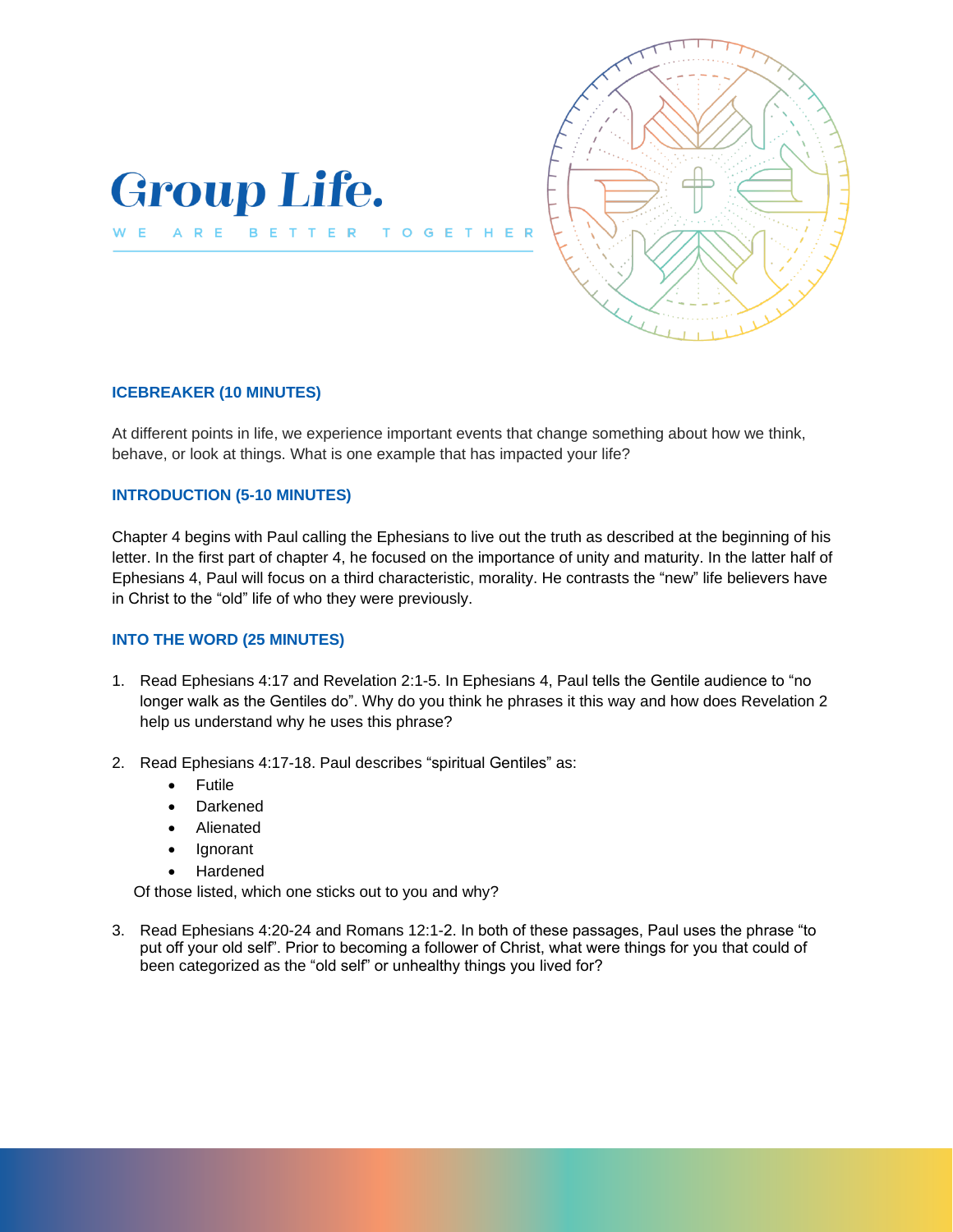# Group Life.

WE ARE BETTER TOGETHER

## ICEBREAKER (10 MINUTES)

At different points in life, we experience important events that change something about how we think, behave, or look at things. What is one example that has impacted your life?

## INTRODUCTION (5-10 MINUTES)

Chapter 4 begins with Paul calling the Ephesians to live out the truth as described at the beginning of his letter. In the first part of chapter 4, he focused on the importance of unity and maturity. In the latter half of Ephesians 4, Paul will focus on a third characteristic, morality. He contrasts the "new" life believers have in Christ to the "old" life of who they were previously.

## INTO THE WORD (25 MINUTES)

1. Read Ephesians 4:17 and Revelation 2:1-5. In Ephesians 4, Paul tells the Gentile audience to "no longer walk as the Gentiles do". Why do you think he phrases it this way and how does Revelation 2 help us understand why he uses this phrase?

2. Read Ephesians 4:17-18. Paul describes "spiritual Gentiles" as:
   - Futile
   - Darkened
   - Alienated
   - Ignorant
   - Hardened

   Of those listed, which one sticks out to you and why?

3. Read Ephesians 4:20-24 and Romans 12:1-2. In both of these passages, Paul uses the phrase "to put off your old self". Prior to becoming a follower of Christ, what were things for you that could of been categorized as the "old self" or unhealthy things you lived for?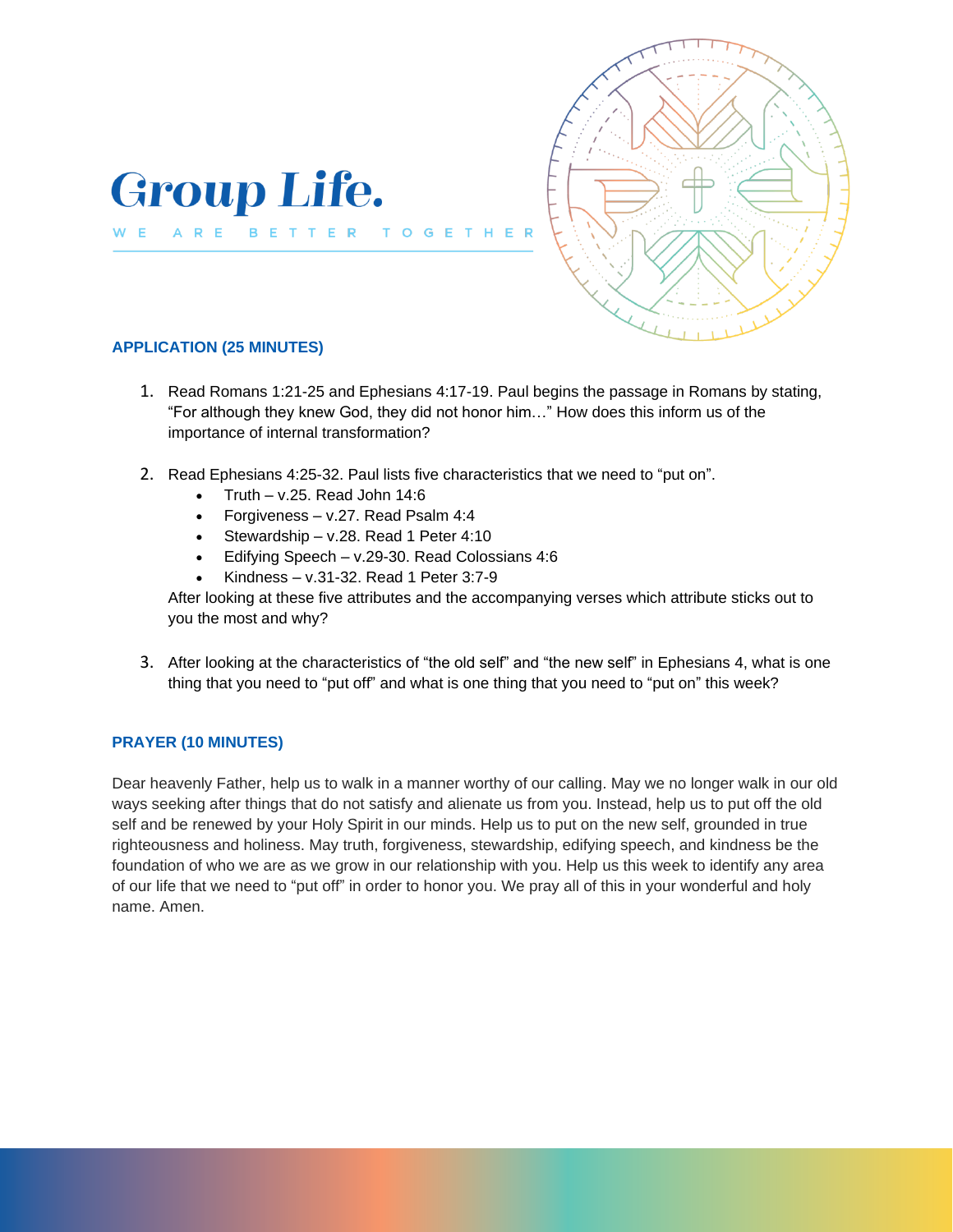# Group Life.

WE ARE BETTER TOGETHER

### APPLICATION (25 MINUTES)

1. Read Romans 1:21-25 and Ephesians 4:17-19. Paul begins the passage in Romans by stating, “For although they knew God, they did not honor him…” How does this inform us of the importance of internal transformation?

2. Read Ephesians 4:25-32. Paul lists five characteristics that we need to “put on”.
   - Truth – v.25. Read John 14:6
   - Forgiveness – v.27. Read Psalm 4:4
   - Stewardship – v.28. Read 1 Peter 4:10
   - Edifying Speech – v.29-30. Read Colossians 4:6
   - Kindness – v.31-32. Read 1 Peter 3:7-9

   After looking at these five attributes and the accompanying verses which attribute sticks out to you the most and why?

3. After looking at the characteristics of “the old self” and “the new self” in Ephesians 4, what is one thing that you need to “put off” and what is one thing that you need to “put on” this week?

### PRAYER (10 MINUTES)

Dear heavenly Father, help us to walk in a manner worthy of our calling. May we no longer walk in our old ways seeking after things that do not satisfy and alienate us from you. Instead, help us to put off the old self and be renewed by your Holy Spirit in our minds. Help us to put on the new self, grounded in true righteousness and holiness. May truth, forgiveness, stewardship, edifying speech, and kindness be the foundation of who we are as we grow in our relationship with you. Help us this week to identify any area of our life that we need to “put off” in order to honor you. We pray all of this in your wonderful and holy name. Amen.